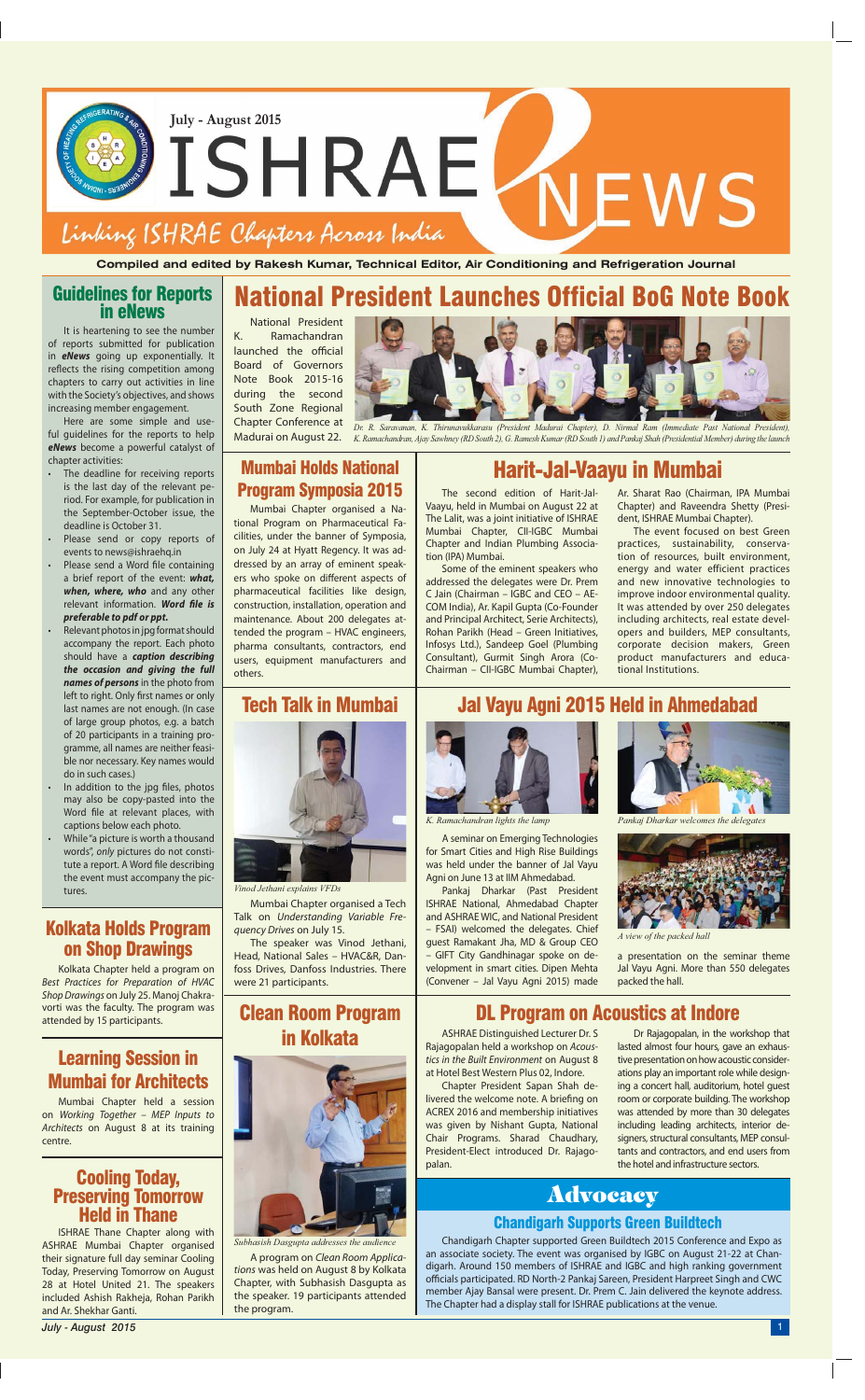July - August 2015

# ISHRAE NEWS

*Linking ISHRAE Chapters Across India*

**Compiled and edited by Rakesh Kumar, Technical Editor, Air Conditioning and Refrigeration Journal**

## National President Launches Official BoG Note Book

National President K. Ramachandran launched the official Board of Governors Note Book 2015-16 during the second South Zone Regional Chapter Conference at Madurai on August 22.

*Dr. R. Saravanan, K. Thirunavukkarasu (President Madurai Chapter), D. Nirmal Ram (Immediate Past National President), K. Ramachandran, Ajay Sawhney (RD South 2), G. Ramesh Kumar (RD South 1) and Pankaj Shah (Presidential Member) during the launch*

## Guidelines for Reports in eNews

It is heartening to see the number of reports submitted for publication in ***eNews*** going up exponentially. It reflects the rising competition among chapters to carry out activities in line with the Society's objectives, and shows increasing member engagement.

Here are some simple and useful guidelines for the reports to help ***eNews*** become a powerful catalyst of chapter activities:

- The deadline for receiving reports is the last day of the relevant period. For example, for publication in the September-October issue, the deadline is October 31.
- Please send or copy reports of events to news@ishraehq.in
- Please send a Word file containing a brief report of the event: ***what, when, where, who*** and any other relevant information. ***Word file is preferable to pdf or ppt.***
- Relevant photos in jpg format should accompany the report. Each photo should have a ***caption describing the occasion and giving the full names of persons*** in the photo from left to right. Only first names or only last names are not enough. (In case of large group photos, e.g. a batch of 20 participants in a training programme, all names are neither feasible nor necessary. Key names would do in such cases.)
- In addition to the jpg files, photos may also be copy-pasted into the Word file at relevant places, with captions below each photo.
- While "a picture is worth a thousand words", *only* pictures do not constitute a report. A Word file describing the event must accompany the pictures.

## Kolkata Holds Program on Shop Drawings

Kolkata Chapter held a program on *Best Practices for Preparation of HVAC Shop Drawings* on July 25. Manoj Chakravorti was the faculty. The program was attended by 15 participants.

## Learning Session in Mumbai for Architects

Mumbai Chapter held a session on *Working Together – MEP Inputs to Architects* on August 8 at its training centre.

## Cooling Today, Preserving Tomorrow Held in Thane

ISHRAE Thane Chapter along with ASHRAE Mumbai Chapter organised their signature full day seminar Cooling Today, Preserving Tomorrow on August 28 at Hotel United 21. The speakers included Ashish Rakheja, Rohan Parikh and Ar. Shekhar Ganti.

## Mumbai Holds National Program Symposia 2015

Mumbai Chapter organised a National Program on Pharmaceutical Facilities, under the banner of Symposia, on July 24 at Hyatt Regency. It was addressed by an array of eminent speakers who spoke on different aspects of pharmaceutical facilities like design, construction, installation, operation and maintenance. About 200 delegates attended the program – HVAC engineers, pharma consultants, contractors, end users, equipment manufacturers and others.

## Harit-Jal-Vaayu in Mumbai

The second edition of Harit-Jal-Vaayu, held in Mumbai on August 22 at The Lalit, was a joint initiative of ISHRAE Mumbai Chapter, CII-IGBC Mumbai Chapter and Indian Plumbing Association (IPA) Mumbai.

Some of the eminent speakers who addressed the delegates were Dr. Prem C Jain (Chairman – IGBC and CEO – AECOM India), Ar. Kapil Gupta (Co-Founder and Principal Architect, Serie Architects), Rohan Parikh (Head – Green Initiatives, Infosys Ltd.), Sandeep Goel (Plumbing Consultant), Gurmit Singh Arora (Co-Chairman – CII-IGBC Mumbai Chapter), Ar. Sharat Rao (Chairman, IPA Mumbai Chapter) and Raveendra Shetty (President, ISHRAE Mumbai Chapter).

The event focused on best Green practices, sustainability, conservation of resources, built environment, energy and water efficient practices and new innovative technologies to improve indoor environmental quality. It was attended by over 250 delegates including architects, real estate developers and builders, MEP consultants, corporate decision makers, Green product manufacturers and educational Institutions.

## Tech Talk in Mumbai

*Vinod Jethani explains VFDs*

Mumbai Chapter organised a Tech Talk on *Understanding Variable Frequency Drives* on July 15.

The speaker was Vinod Jethani, Head, National Sales – HVAC&R, Danfoss Drives, Danfoss Industries. There were 21 participants.

## Jal Vayu Agni 2015 Held in Ahmedabad

*K. Ramachandran lights the lamp*

*Pankaj Dharkar welcomes the delegates*

*A view of the packed hall*

A seminar on Emerging Technologies for Smart Cities and High Rise Buildings was held under the banner of Jal Vayu Agni on June 13 at IIM Ahmedabad.

Pankaj Dharkar (Past President ISHRAE National, Ahmedabad Chapter and ASHRAE WIC, and National President – FSAI) welcomed the delegates. Chief guest Ramakant Jha, MD & Group CEO – GIFT City Gandhinagar spoke on development in smart cities. Dipen Mehta (Convener – Jal Vayu Agni 2015) made a presentation on the seminar theme Jal Vayu Agni. More than 550 delegates packed the hall.

## Clean Room Program in Kolkata

*Subhasish Dasgupta addresses the audience*

A program on *Clean Room Applications* was held on August 8 by Kolkata Chapter, with Subhasish Dasgupta as the speaker. 19 participants attended the program.

## DL Program on Acoustics at Indore

ASHRAE Distinguished Lecturer Dr. S Rajagopalan held a workshop on *Acoustics in the Built Environment* on August 8 at Hotel Best Western Plus 02, Indore.

Chapter President Sapan Shah delivered the welcome note. A briefing on ACREX 2016 and membership initiatives was given by Nishant Gupta, National Chair Programs. Sharad Chaudhary, President-Elect introduced Dr. Rajagopalan.

Dr Rajagopalan, in the workshop that lasted almost four hours, gave an exhaustive presentation on how acoustic considerations play an important role while designing a concert hall, auditorium, hotel guest room or corporate building. The workshop was attended by more than 30 delegates including leading architects, interior designers, structural consultants, MEP consultants and contractors, and end users from the hotel and infrastructure sectors.

## Advocacy

### Chandigarh Supports Green Buildtech

Chandigarh Chapter supported Green Buildtech 2015 Conference and Expo as an associate society. The event was organised by IGBC on August 21-22 at Chandigarh. Around 150 members of ISHRAE and IGBC and high ranking government officials participated. RD North-2 Pankaj Sareen, President Harpreet Singh and CWC member Ajay Bansal were present. Dr. Prem C. Jain delivered the keynote address. The Chapter had a display stall for ISHRAE publications at the venue.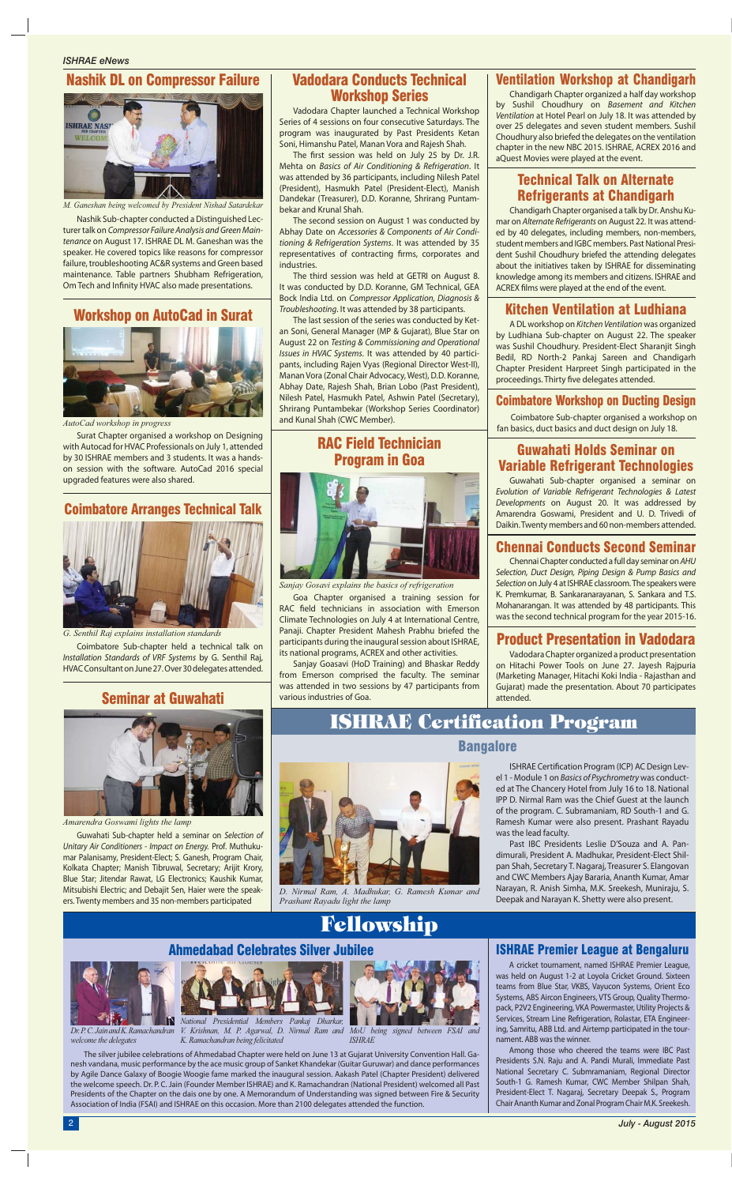## Nashik DL on Compressor Failure

*M. Ganeshan being welcomed by President Nishad Satardekar*

Nashik Sub-chapter conducted a Distinguished Lecturer talk on *Compressor Failure Analysis and Green Maintenance* on August 17. ISHRAE DL M. Ganeshan was the speaker. He covered topics like reasons for compressor failure, troubleshooting AC&R systems and Green based maintenance. Table partners Shubham Refrigeration, Om Tech and Infinity HVAC also made presentations.

## Workshop on AutoCad in Surat

*AutoCad workshop in progress*

Surat Chapter organised a workshop on Designing with Autocad for HVAC Professionals on July 1, attended by 30 ISHRAE members and 3 students. It was a hands-on session with the software. AutoCad 2016 special upgraded features were also shared.

## Coimbatore Arranges Technical Talk

*G. Senthil Raj explains installation standards*

Coimbatore Sub-chapter held a technical talk on *Installation Standards of VRF Systems* by G. Senthil Raj, HVAC Consultant on June 27. Over 30 delegates attended.

## Seminar at Guwahati

*Amarendra Goswami lights the lamp*

Guwahati Sub-chapter held a seminar on *Selection of Unitary Air Conditioners - Impact on Energy.* Prof. Muthukumar Palanisamy, President-Elect; S. Ganesh, Program Chair, Kolkata Chapter; Manish Tibruwal, Secretary; Arijit Krory, Blue Star; Jitendar Rawat, LG Electronics; Kaushik Kumar, Mitsubishi Electric; and Debajit Sen, Haier were the speakers. Twenty members and 35 non-members participated

## Vadodara Conducts Technical Workshop Series

Vadodara Chapter launched a Technical Workshop Series of 4 sessions on four consecutive Saturdays. The program was inaugurated by Past Presidents Ketan Soni, Himanshu Patel, Manan Vora and Rajesh Shah.

The first session was held on July 25 by Dr. J.R. Mehta on *Basics of Air Conditioning & Refrigeration*. It was attended by 36 participants, including Nilesh Patel (President), Hasmukh Patel (President-Elect), Manish Dandekar (Treasurer), D.D. Koranne, Shrirang Puntambekar and Krunal Shah.

The second session on August 1 was conducted by Abhay Date on *Accessories & Components of Air Conditioning & Refrigeration Systems*. It was attended by 35 representatives of contracting firms, corporates and industries.

The third session was held at GETRI on August 8. It was conducted by D.D. Koranne, GM Technical, GEA Bock India Ltd. on *Compressor Application, Diagnosis & Troubleshooting*. It was attended by 38 participants.

The last session of the series was conducted by Ketan Soni, General Manager (MP & Gujarat), Blue Star on August 22 on *Testing & Commissioning and Operational Issues in HVAC Systems.* It was attended by 40 participants, including Rajen Vyas (Regional Director West-II), Manan Vora (Zonal Chair Advocacy, West), D.D. Koranne, Abhay Date, Rajesh Shah, Brian Lobo (Past President), Nilesh Patel, Hasmukh Patel, Ashwin Patel (Secretary), Shrirang Puntambekar (Workshop Series Coordinator) and Kunal Shah (CWC Member).

## RAC Field Technician Program in Goa

*Sanjay Gosavi explains the basics of refrigeration*

Goa Chapter organised a training session for RAC field technicians in association with Emerson Climate Technologies on July 4 at International Centre, Panaji. Chapter President Mahesh Prabhu briefed the participants during the inaugural session about ISHRAE, its national programs, ACREX and other activities.

Sanjay Goasavi (HoD Training) and Bhaskar Reddy from Emerson comprised the faculty. The seminar was attended in two sessions by 47 participants from various industries of Goa.

## Ventilation Workshop at Chandigarh

Chandigarh Chapter organized a half day workshop by Sushil Choudhury on *Basement and Kitchen Ventilation* at Hotel Pearl on July 18. It was attended by over 25 delegates and seven student members. Sushil Choudhury also briefed the delegates on the ventilation chapter in the new NBC 2015. ISHRAE, ACREX 2016 and aQuest Movies were played at the event.

## Technical Talk on Alternate Refrigerants at Chandigarh

Chandigarh Chapter organised a talk by Dr. Anshu Kumar on *Alternate Refrigerants* on August 22. It was attended by 40 delegates, including members, non-members, student members and IGBC members. Past National President Sushil Choudhury briefed the attending delegates about the initiatives taken by ISHRAE for disseminating knowledge among its members and citizens. ISHRAE and ACREX films were played at the end of the event.

## Kitchen Ventilation at Ludhiana

A DL workshop on *Kitchen Ventilation* was organized by Ludhiana Sub-chapter on August 22. The speaker was Sushil Choudhury. President-Elect Sharanjit Singh Bedil, RD North-2 Pankaj Sareen and Chandigarh Chapter President Harpreet Singh participated in the proceedings. Thirty five delegates attended.

## Coimbatore Workshop on Ducting Design

Coimbatore Sub-chapter organised a workshop on fan basics, duct basics and duct design on July 18.

## Guwahati Holds Seminar on Variable Refrigerant Technologies

Guwahati Sub-chapter organised a seminar on *Evolution of Variable Refrigerant Technologies & Latest Developments* on August 20. It was addressed by Amarendra Goswami, President and U. D. Trivedi of Daikin. Twenty members and 60 non-members attended.

## Chennai Conducts Second Seminar

Chennai Chapter conducted a full day seminar on *AHU Selection, Duct Design, Piping Design & Pump Basics and Selection* on July 4 at ISHRAE classroom. The speakers were K. Premkumar, B. Sankaranarayanan, S. Sankara and T.S. Mohanarangan. It was attended by 48 participants. This was the second technical program for the year 2015-16.

## Product Presentation in Vadodara

Vadodara Chapter organized a product presentation on Hitachi Power Tools on June 27. Jayesh Rajpuria (Marketing Manager, Hitachi Koki India - Rajasthan and Gujarat) made the presentation. About 70 participates attended.

# ISHRAE Certification Program

## Bangalore

*D. Nirmal Ram, A. Madhukar, G. Ramesh Kumar and Prashant Rayadu light the lamp*

ISHRAE Certification Program (ICP) AC Design Level 1 - Module 1 on *Basics of Psychrometry* was conducted at The Chancery Hotel from July 16 to 18. National IPP D. Nirmal Ram was the Chief Guest at the launch of the program. C. Subramaniam, RD South-1 and G. Ramesh Kumar were also present. Prashant Rayadu was the lead faculty.

Past IBC Presidents Leslie D'Souza and A. Pandimurali, President A. Madhukar, President-Elect Shilpan Shah, Secretary T. Nagaraj, Treasurer S. Elangovan and CWC Members Ajay Bararia, Ananth Kumar, Amar Narayan, R. Anish Simha, M.K. Sreekesh, Muniraju, S. Deepak and Narayan K. Shetty were also present.

# Fellowship

## Ahmedabad Celebrates Silver Jubilee

*Dr. P. C. Jain and K. Ramachandran welcome the delegates*

*National Presidential Members Pankaj Dharkar, V. Krishnan, M. P. Agarwal, D. Nirmal Ram and K. Ramachandran being felicitated*

*MoU being signed between FSAI and ISHRAE*

The silver jubilee celebrations of Ahmedabad Chapter were held on June 13 at Gujarat University Convention Hall. Ganesh vandana, music performance by the ace music group of Sanket Khandekar (Guitar Guruwar) and dance performances by Agile Dance Galaxy of Boogie Woogie fame marked the inaugural session. Aakash Patel (Chapter President) delivered the welcome speech. Dr. P. C. Jain (Founder Member ISHRAE) and K. Ramachandran (National President) welcomed all Past Presidents of the Chapter on the dais one by one. A Memorandum of Understanding was signed between Fire & Security Association of India (FSAI) and ISHRAE on this occasion. More than 2100 delegates attended the function.

## ISHRAE Premier League at Bengaluru

A cricket tournament, named ISHRAE Premier League, was held on August 1-2 at Loyola Cricket Ground. Sixteen teams from Blue Star, VKBS, Vayucon Systems, Orient Eco Systems, ABS Aircon Engineers, VTS Group, Quality Thermopack, P2V2 Engineering, VKA Powermaster, Utility Projects & Services, Stream Line Refrigeration, Rolastar, ETA Engineering, Samritu, ABB Ltd. and Airtemp participated in the tournament. ABB was the winner.

Among those who cheered the teams were IBC Past Presidents S.N. Raju and A. Pandi Murali, Immediate Past National Secretary C. Submramaniam, Regional Director South-1 G. Ramesh Kumar, CWC Member Shilpan Shah, President-Elect T. Nagaraj, Secretary Deepak S., Program Chair Ananth Kumar and Zonal Program Chair M.K. Sreekesh.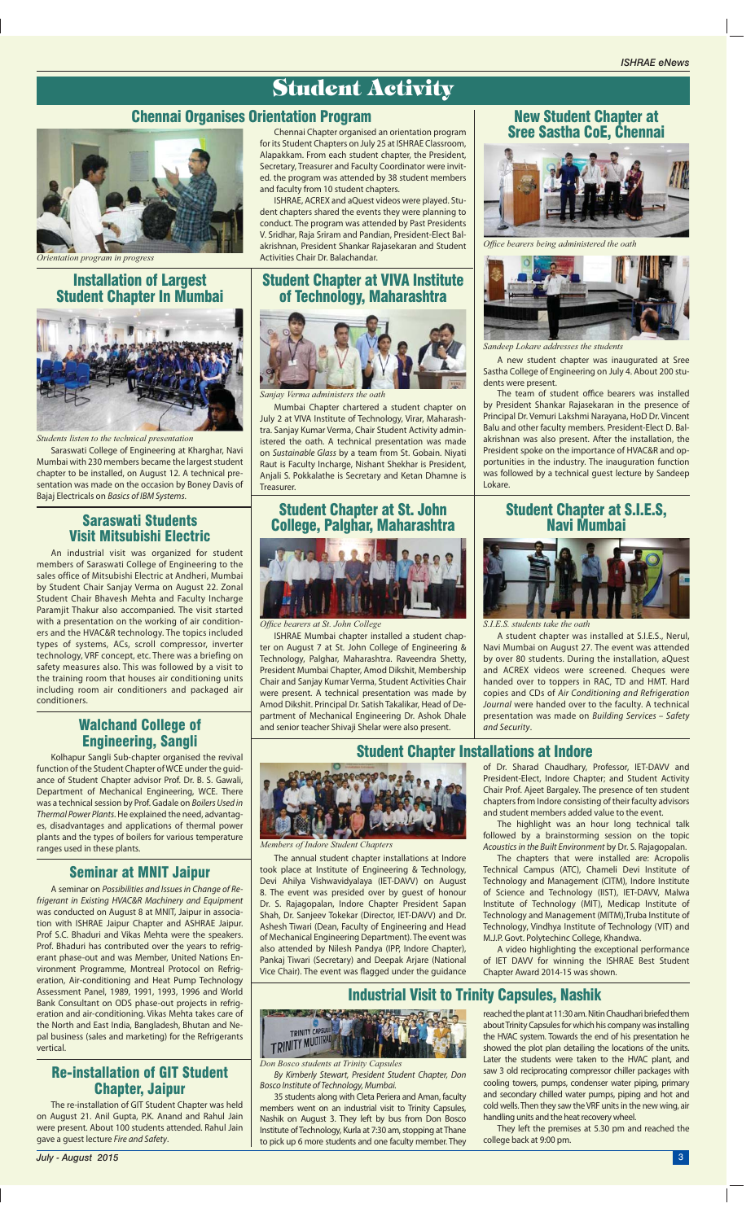# Student Activity

## Chennai Organises Orientation Program

*Orientation program in progress*

Chennai Chapter organised an orientation program for its Student Chapters on July 25 at ISHRAE Classroom, Alapakkam. From each student chapter, the President, Secretary, Treasurer and Faculty Coordinator were invited. the program was attended by 38 student members and faculty from 10 student chapters.

ISHRAE, ACREX and aQuest videos were played. Student chapters shared the events they were planning to conduct. The program was attended by Past Presidents V. Sridhar, Raja Sriram and Pandian, President-Elect Balakrishnan, President Shankar Rajasekaran and Student Activities Chair Dr. Balachandar.

## Installation of Largest Student Chapter In Mumbai

*Students listen to the technical presentation*

Saraswati College of Engineering at Kharghar, Navi Mumbai with 230 members became the largest student chapter to be installed, on August 12. A technical presentation was made on the occasion by Boney Davis of Bajaj Electricals on *Basics of IBM Systems*.

## Student Chapter at VIVA Institute of Technology, Maharashtra

*Sanjay Verma administers the oath*

Mumbai Chapter chartered a student chapter on July 2 at VIVA Institute of Technology, Virar, Maharashtra. Sanjay Kumar Verma, Chair Student Activity administered the oath. A technical presentation was made on *Sustainable Glass* by a team from St. Gobain. Niyati Raut is Faculty Incharge, Nishant Shekhar is President, Anjali S. Pokkalathe is Secretary and Ketan Dhamne is Treasurer.

## New Student Chapter at Sree Sastha CoE, Chennai

*Office bearers being administered the oath*

*Sandeep Lokare addresses the students*

A new student chapter was inaugurated at Sree Sastha College of Engineering on July 4. About 200 students were present.

The team of student office bearers was installed by President Shankar Rajasekaran in the presence of Principal Dr. Vemuri Lakshmi Narayana, HoD Dr. Vincent Balu and other faculty members. President-Elect D. Balakrishnan was also present. After the installation, the President spoke on the importance of HVAC&R and opportunities in the industry. The inauguration function was followed by a technical guest lecture by Sandeep Lokare.

## Saraswati Students Visit Mitsubishi Electric

An industrial visit was organized for student members of Saraswati College of Engineering to the sales office of Mitsubishi Electric at Andheri, Mumbai by Student Chair Sanjay Verma on August 22. Zonal Student Chair Bhavesh Mehta and Faculty Incharge Paramjit Thakur also accompanied. The visit started with a presentation on the working of air conditioners and the HVAC&R technology. The topics included types of systems, ACs, scroll compressor, inverter technology, VRF concept, etc. There was a briefing on safety measures also. This was followed by a visit to the training room that houses air conditioning units including room air conditioners and packaged air conditioners.

## Student Chapter at St. John College, Palghar, Maharashtra

*Office bearers at St. John College*

ISHRAE Mumbai chapter installed a student chapter on August 7 at St. John College of Engineering & Technology, Palghar, Maharashtra. Raveendra Shetty, President Mumbai Chapter, Amod Dikshit, Membership Chair and Sanjay Kumar Verma, Student Activities Chair were present. A technical presentation was made by Amod Dikshit. Principal Dr. Satish Takalikar, Head of Department of Mechanical Engineering Dr. Ashok Dhale and senior teacher Shivaji Shelar were also present.

## Student Chapter at S.I.E.S, Navi Mumbai

*S.I.E.S. students take the oath*

A student chapter was installed at S.I.E.S., Nerul, Navi Mumbai on August 27. The event was attended by over 80 students. During the installation, aQuest and ACREX videos were screened. Cheques were handed over to toppers in RAC, TD and HMT. Hard copies and CDs of *Air Conditioning and Refrigeration Journal* were handed over to the faculty. A technical presentation was made on *Building Services – Safety and Security*.

## Walchand College of Engineering, Sangli

Kolhapur Sangli Sub-chapter organised the revival function of the Student Chapter of WCE under the guidance of Student Chapter advisor Prof. Dr. B. S. Gawali, Department of Mechanical Engineering, WCE. There was a technical session by Prof. Gadale on *Boilers Used in Thermal Power Plants*. He explained the need, advantages, disadvantages and applications of thermal power plants and the types of boilers for various temperature ranges used in these plants.

## Student Chapter Installations at Indore

*Members of Indore Student Chapters*

The annual student chapter installations at Indore took place at Institute of Engineering & Technology, Devi Ahilya Vishwavidyalaya (IET-DAVV) on August 8. The event was presided over by guest of honour Dr. S. Rajagopalan, Indore Chapter President Sapan Shah, Dr. Sanjeev Tokekar (Director, IET-DAVV) and Dr. Ashesh Tiwari (Dean, Faculty of Engineering and Head of Mechanical Engineering Department). The event was also attended by Nilesh Pandya (IPP, Indore Chapter), Pankaj Tiwari (Secretary) and Deepak Arjare (National Vice Chair). The event was flagged under the guidance of Dr. Sharad Chaudhary, Professor, IET-DAVV and President-Elect, Indore Chapter; and Student Activity Chair Prof. Ajeet Bargaley. The presence of ten student chapters from Indore consisting of their faculty advisors and student members added value to the event.

The highlight was an hour long technical talk followed by a brainstorming session on the topic *Acoustics in the Built Environment* by Dr. S. Rajagopalan.

The chapters that were installed are: Acropolis Technical Campus (ATC), Chameli Devi Institute of Technology and Management (CITM), Indore Institute of Science and Technology (IIST), IET-DAVV, Malwa Institute of Technology (MIT), Medicap Institute of Technology and Management (MITM),Truba Institute of Technology, Vindhya Institute of Technology (VIT) and M.J.P. Govt. Polytechinc College, Khandwa.

A video highlighting the exceptional performance of IET DAVV for winning the ISHRAE Best Student Chapter Award 2014-15 was shown.

## Seminar at MNIT Jaipur

A seminar on *Possibilities and Issues in Change of Refrigerant in Existing HVAC&R Machinery and Equipment* was conducted on August 8 at MNIT, Jaipur in association with ISHRAE Jaipur Chapter and ASHRAE Jaipur. Prof S.C. Bhaduri and Vikas Mehta were the speakers. Prof. Bhaduri has contributed over the years to refrigerant phase-out and was Member, United Nations Environment Programme, Montreal Protocol on Refrigeration, Air-conditioning and Heat Pump Technology Assessment Panel, 1989, 1991, 1993, 1996 and World Bank Consultant on ODS phase-out projects in refrigeration and air-conditioning. Vikas Mehta takes care of the North and East India, Bangladesh, Bhutan and Nepal business (sales and marketing) for the Refrigerants vertical.

## Industrial Visit to Trinity Capsules, Nashik

*Don Bosco students at Trinity Capsules*

*By Kimberly Stewart, President Student Chapter, Don Bosco Institute of Technology, Mumbai.*

35 students along with Cleta Periera and Aman, faculty members went on an industrial visit to Trinity Capsules, Nashik on August 3. They left by bus from Don Bosco Institute of Technology, Kurla at 7:30 am, stopping at Thane to pick up 6 more students and one faculty member. They reached the plant at 11:30 am. Nitin Chaudhari briefed them about Trinity Capsules for which his company was installing the HVAC system. Towards the end of his presentation he showed the plot plan detailing the locations of the units. Later the students were taken to the HVAC plant, and saw 3 old reciprocating compressor chiller packages with cooling towers, pumps, condenser water piping, primary and secondary chilled water pumps, piping and hot and cold wells. Then they saw the VRF units in the new wing, air handling units and the heat recovery wheel.

They left the premises at 5.30 pm and reached the college back at 9:00 pm.

## Re-installation of GIT Student Chapter, Jaipur

The re-installation of GIT Student Chapter was held on August 21. Anil Gupta, P.K. Anand and Rahul Jain were present. About 100 students attended. Rahul Jain gave a guest lecture *Fire and Safety*.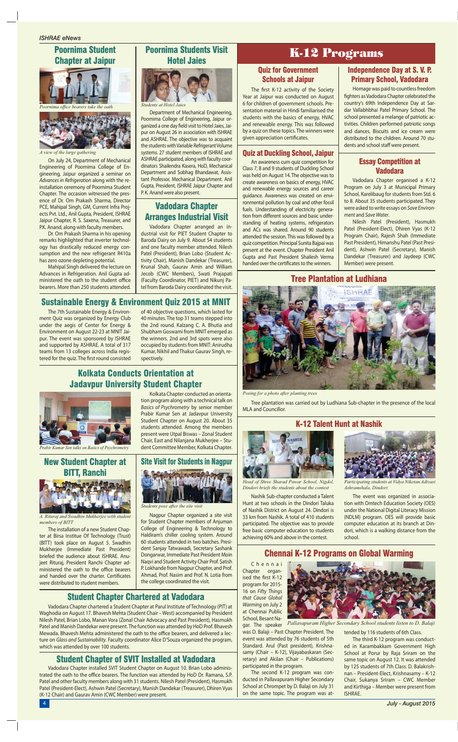## Poornima Student Chapter at Jaipur

*Poornima office bearers take the oath*

*A view of the large gathering*

On July 24, Department of Mechanical Engineering of Poornima College of Engineering, Jaipur organized a seminar on *Advances in Refrigeration* along with the re-installation ceremony of Poornima Student Chapter. The occasion witnessed the presence of Dr. Om Prakash Sharma, Director PCE, Mahipal Singh, GM, Current Infra Projects Pvt. Ltd., Anil Gupta, President, ISHRAE Jaipur Chapter, R. S. Saxena, Treasurer, and P.K. Anand, along with faculty members.

Dr. Om Prakash Sharma in his opening remarks highlighted that inverter technology has drastically reduced energy consumption and the new refrigerant R410a has zero ozone depleting potential.

Mahipal Singh delivered the lecture on Advances in Refrigeration. Anil Gupta administered the oath to the student office bearers. More than 250 students attended.

## Poornima Students Visit Hotel Jaies

*Students at Hotel Jaies*

Department of Mechanical Engineering, Poornima College of Engineering, Jaipur organized a one day field visit to Hotel Jaies, Jaipur on August 26 in association with ISHRAE and ASHRAE. The objective was to acquaint the students with Variable Refrigerant Volume systems. 27 student members of ISHRAE and ASHRAE participated, along with faculty coordinators Shailendra Kasera, HoD, Mechanical Department and Sobhag Bhandawat, Assistant Professor, Mechanical Department. Anil Gupta, President, ISHRAE Jaipur Chapter and P. K. Anand were also present.

## Vadodara Chapter Arranges Industrial Visit

Vadodara Chapter arranged an industrial visit for PIET Student Chapter to Baroda Dairy on July 9. About 54 students and one faculty member attended. Nilesh Patel (President), Brian Lobo (Student Activity Chair), Manish Dandekar (Treasurer), Krunal Shah, Gaurav Amin and William Jecob (CWC Members), Swati Prajapati (Faculty Coordinator, PIET) and Nikunj Patel from Baroda Dairy coordinated the visit.

## Sustainable Energy & Environment Quiz 2015 at MNIT

The 7th Sustainable Energy & Environment Quiz was organized by Energy Club under the aegis of Center for Energy & Environment on August 22-23 at MNIT Jaipur. The event was sponsored by ISHRAE and supported by ASHRAE. A total of 317 teams from 13 colleges across India registered for the quiz. The first round consisted of 40 objective questions, which lasted for 40 minutes. The top 31 teams stepped into the 2nd round. Kalzang C. A. Bhutia and Shubham Goswami from MNIT emerged as the winners. 2nd and 3rd spots were also occupied by students from MNIT: Anirudha Kumar, Nikhil and Thakur Gaurav Singh, respectively.

## Kolkata Conducts Orientation at Jadavpur University Student Chapter

*Prabir Kumar Sen talks on Basics of Psychrometry*

Kolkata Chapter conducted an orientation program along with a technical talk on *Basics of Psychrometry* by senior member Prabir Kumar Sen at Jadavpur University Student Chapter on August 20. About 35 students attended. Among the members present were Utpal Biswas – Zonal Student Chair, East and Nilanjana Mukherjee – Student Committee Member, Kolkata Chapter.

## New Student Chapter at BITT, Ranchi

*A. Rituraj and Swadhin Mukherjee with student members of BITT*

The installation of a new Student Chapter at Birsa Institue Of Technology (Trust) (BITT) took place on August 5. Swadhin Mukherjee (Immediate Past President) briefed the audience about ISHRAE. Anujeet Rituraj, President Ranchi Chapter administered the oath to the office bearers and handed over the charter. Certificates were distributed to student members.

## Site Visit for Students in Nagpur

*Students pose after the site visit*

Nagpur Chapter organized a site visit for Student Chapter members of Anjuman College of Engineering & Technology to Haldiram's chiller cooling system. Around 60 students attended in two batches. President Sanjay Tatwawadi, Secretary Sashank Dongarwar, Immediate Past President Moin Naqvi and Student Activity Chair Prof. Satish P. Lokhande from Nagpur Chapter, and Prof. Ahmad, Prof. Nasim and Prof. N. Lotia from the college coordinated the visit.

## Student Chapter Chartered at Vadodara

Vadodara Chapter chartered a Student Chapter at Parul Institute of Technology (PIT) at Waghodia on August 17. Bhavesh Mehta (Student Chair – West) accompanied by President Nilesh Patel, Brian Lobo, Manan Vora (Zonal Chair Advocacy and Past President), Hasmukh Patel and Manish Dandekar were present. The function was attended by HoD Prof. Bhavesh Mewada. Bhavesh Mehta administered the oath to the office bearers, and delivered a lecture on *Glass and Sustainability*. Faculty coordinator Alice D'Souza organized the program, which was attended by over 100 students.

## Student Chapter of SVIT Installed at Vadodara

Vadodara Chapter installed SVIT Student Chapter on August 10. Brian Lobo administrated the oath to the office bearers. The function was attended by HoD Dr. Ramana, S.P. Patel and other faculty members along with 31 students. Nilesh Patel (President), Hasmukh Patel (President-Elect), Ashwin Patel (Secretary), Manish Dandekar (Treasurer), Dhiren Vyas (K-12 Chair) and Gaurav Amin (CWC Member) were present.

# K-12 Programs

## Quiz for Government Schools at Jaipur

The first K-12 activity of the Society Year at Jaipur was conducted on August 6 for children of government schools. Presentation material in Hindi familiarised the students with the basics of energy, HVAC and renewable energy. This was followed by a quiz on these topics. The winners were given appreciation certificates.

## Quiz at Duckling School, Jaipur

An awareness cum quiz competition for Class 7, 8 and 9 students of Duckling School was held on August 14. The objective was to create awareness on basics of energy, HVAC and renewable energy sources and career guidance. Awareness was created on environmental pollution by coal and other fossil fuels. Understanding of electricity generation from different sources and basic understanding of heating systems, refrigerators and ACs was shared. Around 90 students attended the session. This was followed by a quiz competition. Principal Sunita Bajpai was present at the event. Chapter President Anil Gupta and Past President Shailesh Verma handed over the certificates to the winners.

## Independence Day at S. V. P. Primary School, Vadodara

Homage was paid to countless freedom fighters as Vadodara Chapter celebrated the country's 69th Independence Day at Sardar Vallabhbhai Patel Primary School. The school presented a melange of patriotic activities. Children performed patriotic songs and dances. Biscuits and ice cream were distributed to the children. Around 70 students and school staff were present.

## Essay Competition at Vadodara

Vadodara Chapter organised a K-12 Program on July 3 at Municipal Primary School, Karelibaug for students from Std. 6 to 8. About 35 students participated. They were asked to write essays on *Save Environment* and *Save Water*.

Nilesh Patel (President), Hasmukh Patel (President-Elect), Dhiren Vyas (K-12 Program Chair), Rajesh Shah (Immediate Past President), Himanshu Patel (Past President), Ashwin Patel (Secretary), Manish Dandekar (Treasurer) and Jaydeep (CWC Member) were present.

## Tree Plantation at Ludhiana

*Posing for a photo after planting trees*

Tree plantation was carried out by Ludhiana Sub-chapter in the presence of the local MLA and Councillor.

## K-12 Talent Hunt at Nashik

*Head of Shree Sharad Pawar School, Nigdol, Dindori briefs the students about the contest*

*Participating students at Vidya Niketan Adivasi Ashramshala, Dindori*

Nashik Sub-chapter conducted a Talent Hunt at two schools in the Dindori Taluka of Nashik District on August 24. Dindori is 33 km from Nashik. A total of 410 students participated. The objective was to provide free basic computer education to students achieving 60% and above in the contest.

The event was organized in association with Omtech Education Society (OES) under the National Digital Literacy Mission (NDLM) program. OES will provide basic computer education at its branch at Dindori, which is a walking distance from the school.

## Chennai K-12 Programs on Global Warming

*Pallavapuram Higher Secondary School students listen to D. Balaji*

Chennai Chapter organised the first K-12 program for 2015-16 on *Fifty Things that Cause Global Warming* on July 2 at Chennai Public School, Besant Nagar. The speaker was D. Balaji – Past Chapter President. The event was attended by 76 students of 5th Standard. Arul (Past president), Krishnasamy (Chair – K-12), Vijayabaskaran (Secretary) and Akilan (Chair – Publications) participated in the program.

The second K-12 program was conducted in Pallavapuram Higher Secondary School at Chrompet by D. Balaji on July 31 on the same topic. The program was attended by 116 students of 6th Class.

The third K-12 program was conducted in Karambakkam Government High School at Porur by Raja Sriram on the same topic on August 12. It was attended by 125 students of 7th Class. D. Balakrishnan – President-Elect, Krishnasamy – K-12 Chair, Sukanya Sriram – CWC Member and Kirthiga – Member were present from ISHRAE.